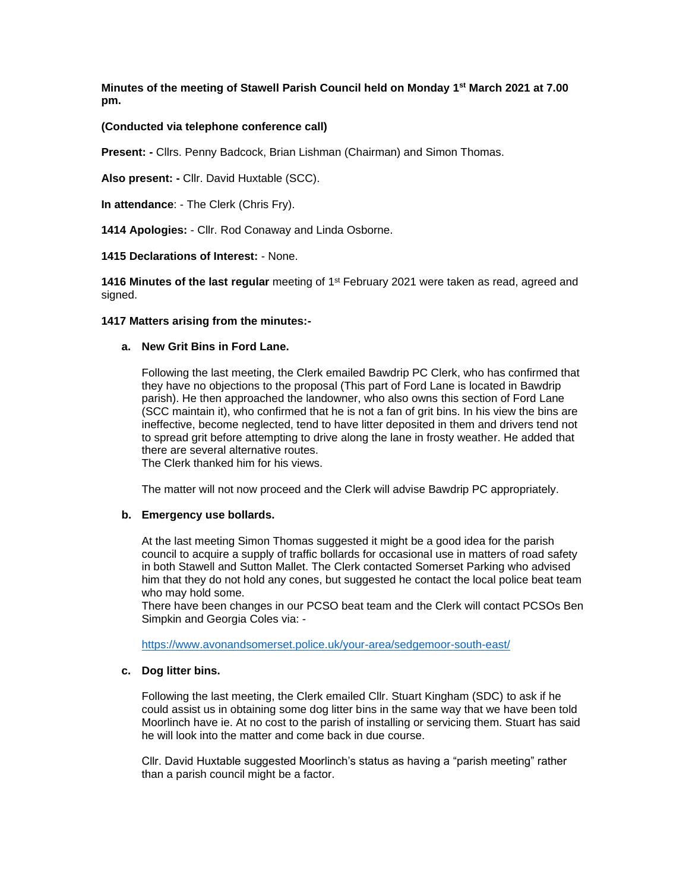**Minutes of the meeting of Stawell Parish Council held on Monday 1st March 2021 at 7.00 pm.**

**(Conducted via telephone conference call)**

**Present: -** Cllrs. Penny Badcock, Brian Lishman (Chairman) and Simon Thomas.

**Also present: -** Cllr. David Huxtable (SCC).

**In attendance**: - The Clerk (Chris Fry).

**1414 Apologies:** - Cllr. Rod Conaway and Linda Osborne.

**1415 Declarations of Interest:** - None.

**1416 Minutes of the last regular** meeting of 1st February 2021 were taken as read, agreed and signed.

**1417 Matters arising from the minutes:-**

**a. New Grit Bins in Ford Lane.**

Following the last meeting, the Clerk emailed Bawdrip PC Clerk, who has confirmed that they have no objections to the proposal (This part of Ford Lane is located in Bawdrip parish). He then approached the landowner, who also owns this section of Ford Lane (SCC maintain it), who confirmed that he is not a fan of grit bins. In his view the bins are ineffective, become neglected, tend to have litter deposited in them and drivers tend not to spread grit before attempting to drive along the lane in frosty weather. He added that there are several alternative routes.
The Clerk thanked him for his views.

The matter will not now proceed and the Clerk will advise Bawdrip PC appropriately.

**b. Emergency use bollards.**

At the last meeting Simon Thomas suggested it might be a good idea for the parish council to acquire a supply of traffic bollards for occasional use in matters of road safety in both Stawell and Sutton Mallet. The Clerk contacted Somerset Parking who advised him that they do not hold any cones, but suggested he contact the local police beat team who may hold some.
There have been changes in our PCSO beat team and the Clerk will contact PCSOs Ben Simpkin and Georgia Coles via: -

https://www.avonandsomerset.police.uk/your-area/sedgemoor-south-east/

**c. Dog litter bins.**

Following the last meeting, the Clerk emailed Cllr. Stuart Kingham (SDC) to ask if he could assist us in obtaining some dog litter bins in the same way that we have been told Moorlinch have ie. At no cost to the parish of installing or servicing them. Stuart has said he will look into the matter and come back in due course.

Cllr. David Huxtable suggested Moorlinch's status as having a "parish meeting" rather than a parish council might be a factor.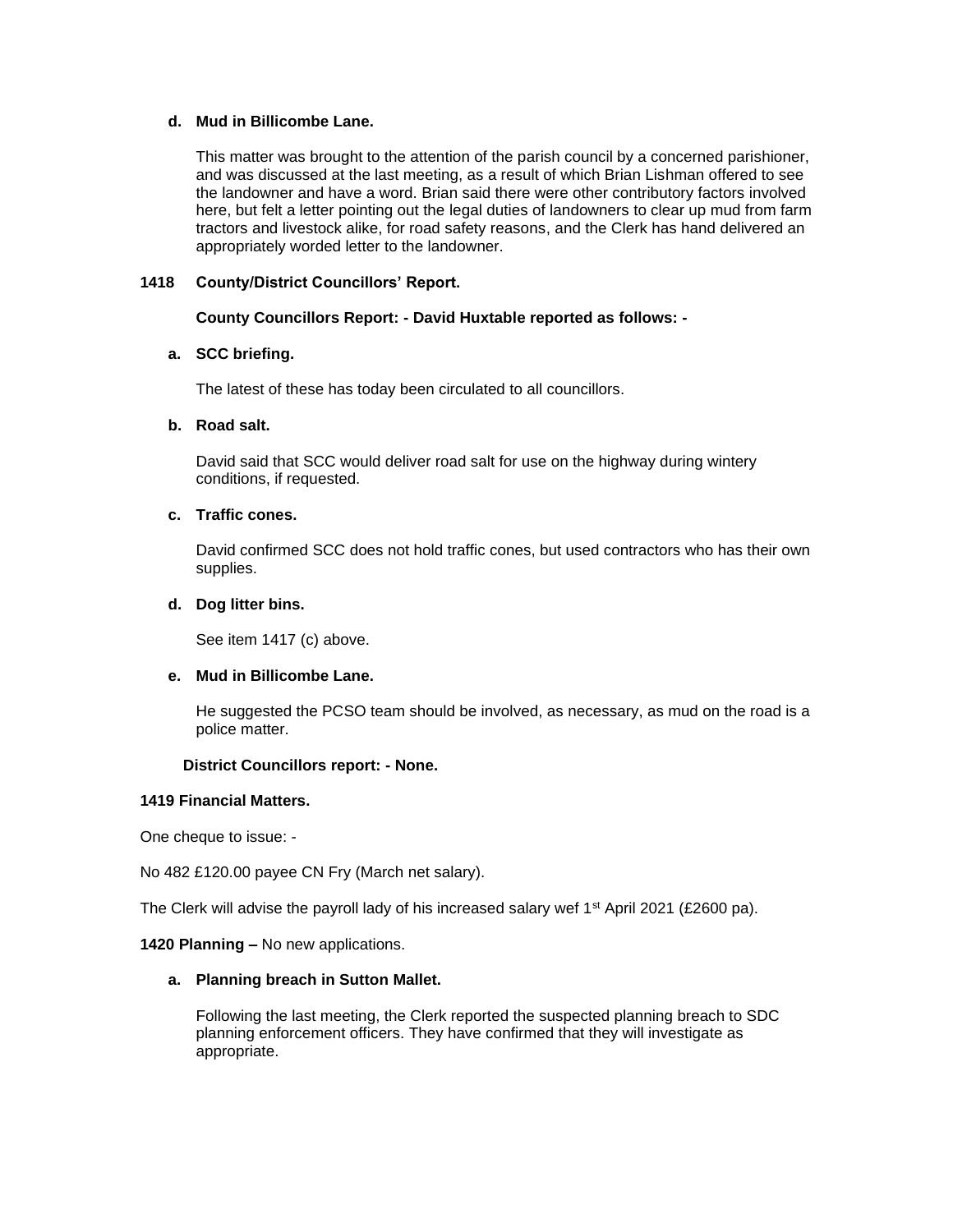**d. Mud in Billicombe Lane.**

This matter was brought to the attention of the parish council by a concerned parishioner, and was discussed at the last meeting, as a result of which Brian Lishman offered to see the landowner and have a word. Brian said there were other contributory factors involved here, but felt a letter pointing out the legal duties of landowners to clear up mud from farm tractors and livestock alike, for road safety reasons, and the Clerk has hand delivered an appropriately worded letter to the landowner.

**1418 County/District Councillors' Report.**

**County Councillors Report: - David Huxtable reported as follows: -**

**a. SCC briefing.**

The latest of these has today been circulated to all councillors.

**b. Road salt.**

David said that SCC would deliver road salt for use on the highway during wintery conditions, if requested.

**c. Traffic cones.**

David confirmed SCC does not hold traffic cones, but used contractors who has their own supplies.

**d. Dog litter bins.**

See item 1417 (c) above.

**e. Mud in Billicombe Lane.**

He suggested the PCSO team should be involved, as necessary, as mud on the road is a police matter.

**District Councillors report: - None.**

**1419 Financial Matters.**

One cheque to issue: -

No 482 £120.00 payee CN Fry (March net salary).

The Clerk will advise the payroll lady of his increased salary wef 1st April 2021 (£2600 pa).

**1420 Planning –** No new applications.

**a. Planning breach in Sutton Mallet.**

Following the last meeting, the Clerk reported the suspected planning breach to SDC planning enforcement officers. They have confirmed that they will investigate as appropriate.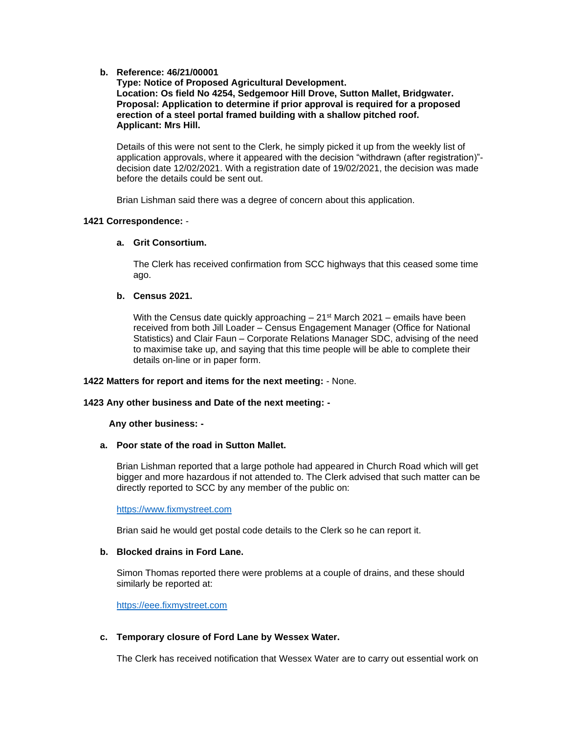**b. Reference: 46/21/00001**
**Type: Notice of Proposed Agricultural Development.**
**Location: Os field No 4254, Sedgemoor Hill Drove, Sutton Mallet, Bridgwater.**
**Proposal: Application to determine if prior approval is required for a proposed erection of a steel portal framed building with a shallow pitched roof.**
**Applicant: Mrs Hill.**

Details of this were not sent to the Clerk, he simply picked it up from the weekly list of application approvals, where it appeared with the decision "withdrawn (after registration)"- decision date 12/02/2021. With a registration date of 19/02/2021, the decision was made before the details could be sent out.

Brian Lishman said there was a degree of concern about this application.

**1421 Correspondence:** -

**a. Grit Consortium.**

The Clerk has received confirmation from SCC highways that this ceased some time ago.

**b. Census 2021.**

With the Census date quickly approaching – 21st March 2021 – emails have been received from both Jill Loader – Census Engagement Manager (Office for National Statistics) and Clair Faun – Corporate Relations Manager SDC, advising of the need to maximise take up, and saying that this time people will be able to complete their details on-line or in paper form.

**1422 Matters for report and items for the next meeting:** - None.

**1423 Any other business and Date of the next meeting: -**

**Any other business: -**

**a. Poor state of the road in Sutton Mallet.**

Brian Lishman reported that a large pothole had appeared in Church Road which will get bigger and more hazardous if not attended to. The Clerk advised that such matter can be directly reported to SCC by any member of the public on:

https://www.fixmystreet.com

Brian said he would get postal code details to the Clerk so he can report it.

**b. Blocked drains in Ford Lane.**

Simon Thomas reported there were problems at a couple of drains, and these should similarly be reported at:

https://eee.fixmystreet.com

**c. Temporary closure of Ford Lane by Wessex Water.**

The Clerk has received notification that Wessex Water are to carry out essential work on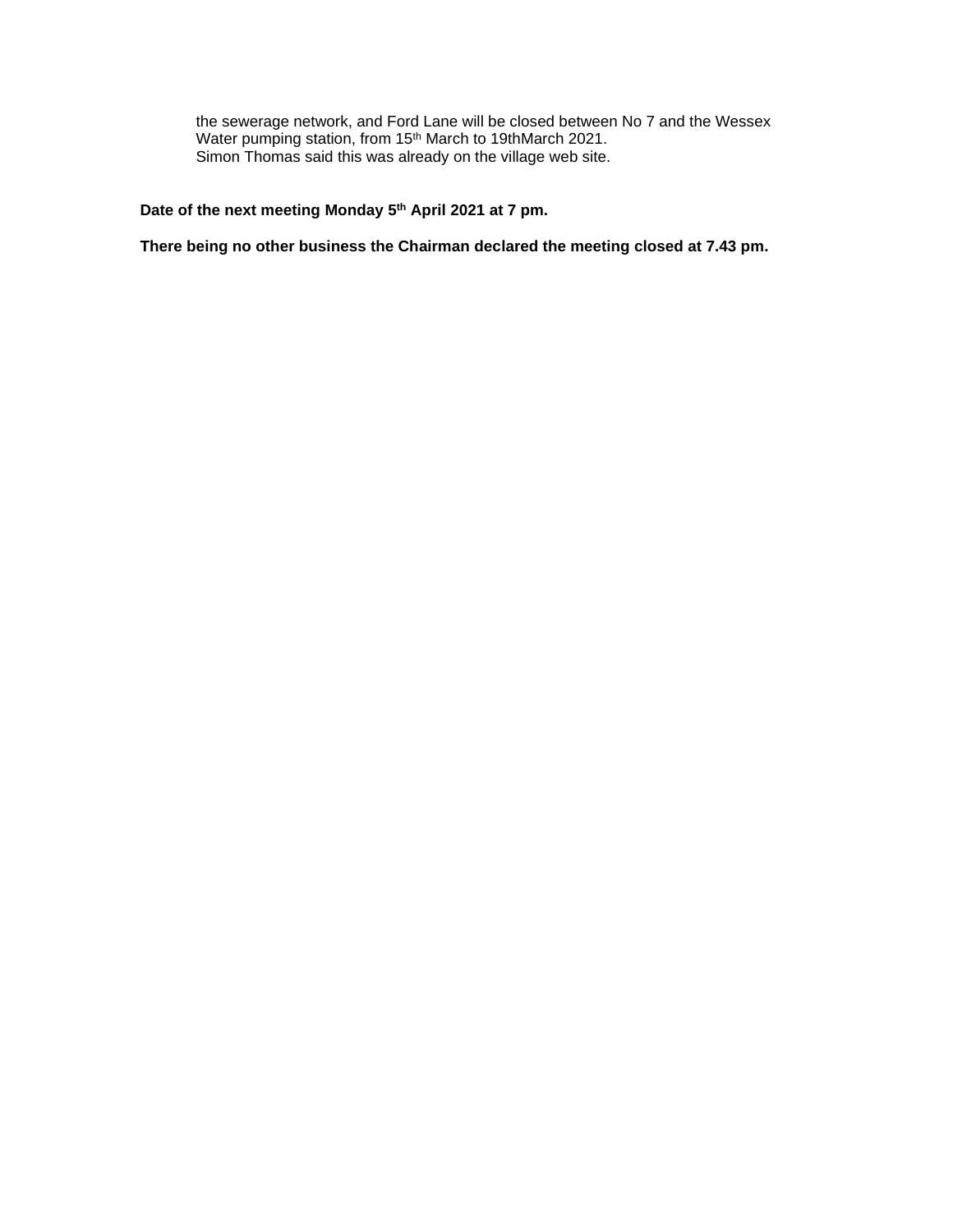the sewerage network, and Ford Lane will be closed between No 7 and the Wessex Water pumping station, from 15th March to 19thMarch 2021.
Simon Thomas said this was already on the village web site.

**Date of the next meeting Monday 5th April 2021 at 7 pm.**

**There being no other business the Chairman declared the meeting closed at 7.43 pm.**